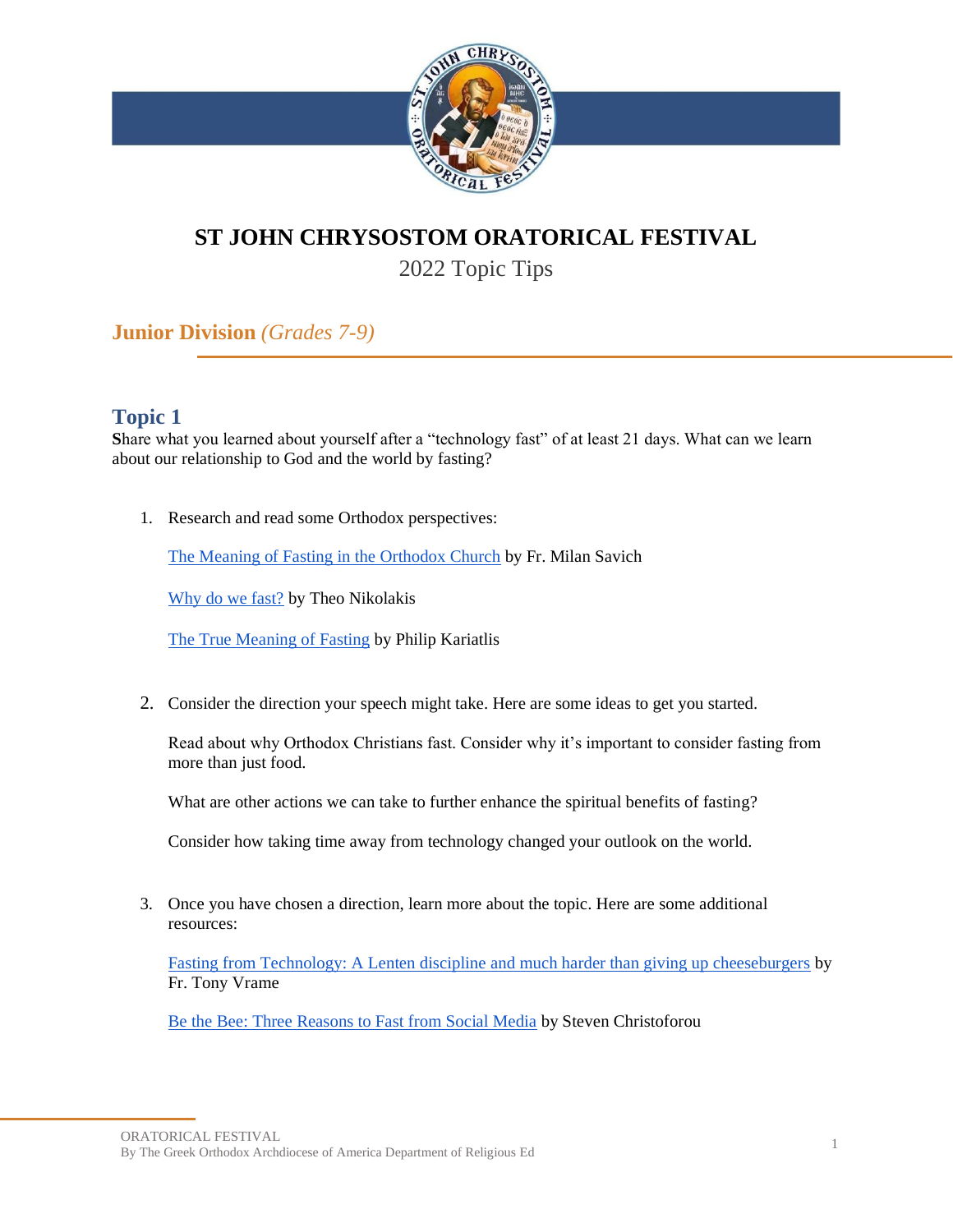# ST JOHN CHRYSOSTOM ORATORICAL FESTIVAL

2022 Topic Tips

## Junior Division *(Grades 7-9)*

### Topic 1

**S**hare what you learned about yourself after a "technology fast" of at least 21 days. What can we learn about our relationship to God and the world by fasting?

1. Research and read some Orthodox perspectives:

   The Meaning of Fasting in the Orthodox Church by Fr. Milan Savich

   Why do we fast? by Theo Nikolakis

   The True Meaning of Fasting by Philip Kariatlis

2. Consider the direction your speech might take. Here are some ideas to get you started.

   Read about why Orthodox Christians fast. Consider why it's important to consider fasting from more than just food.

   What are other actions we can take to further enhance the spiritual benefits of fasting?

   Consider how taking time away from technology changed your outlook on the world.

3. Once you have chosen a direction, learn more about the topic. Here are some additional resources:

   Fasting from Technology: A Lenten discipline and much harder than giving up cheeseburgers by Fr. Tony Vrame

   Be the Bee: Three Reasons to Fast from Social Media by Steven Christoforou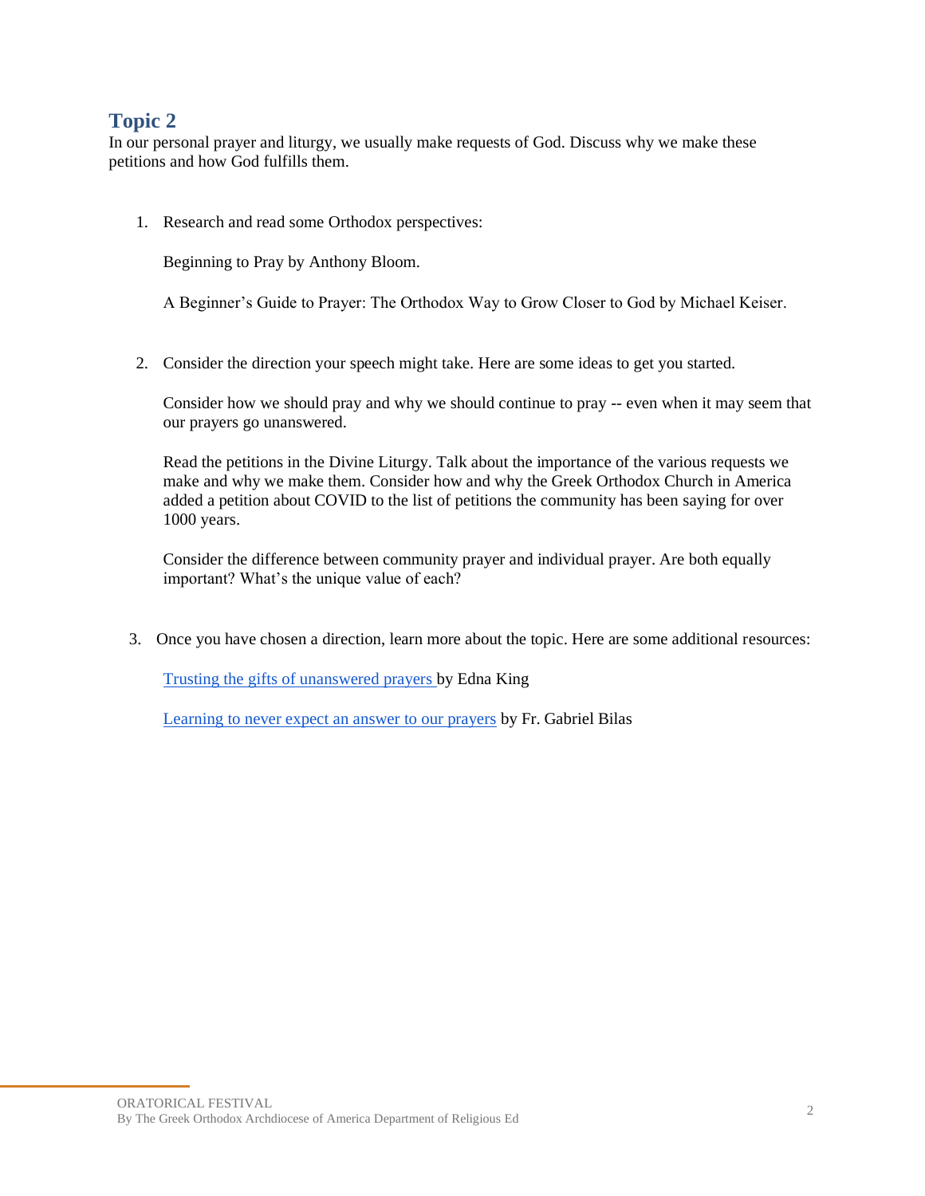## Topic 2

In our personal prayer and liturgy, we usually make requests of God. Discuss why we make these petitions and how God fulfills them.

1. Research and read some Orthodox perspectives:

   Beginning to Pray by Anthony Bloom.

   A Beginner's Guide to Prayer: The Orthodox Way to Grow Closer to God by Michael Keiser.

2. Consider the direction your speech might take. Here are some ideas to get you started.

   Consider how we should pray and why we should continue to pray -- even when it may seem that our prayers go unanswered.

   Read the petitions in the Divine Liturgy. Talk about the importance of the various requests we make and why we make them. Consider how and why the Greek Orthodox Church in America added a petition about COVID to the list of petitions the community has been saying for over 1000 years.

   Consider the difference between community prayer and individual prayer. Are both equally important? What's the unique value of each?

3. Once you have chosen a direction, learn more about the topic. Here are some additional resources:

   Trusting the gifts of unanswered prayers by Edna King

   Learning to never expect an answer to our prayers by Fr. Gabriel Bilas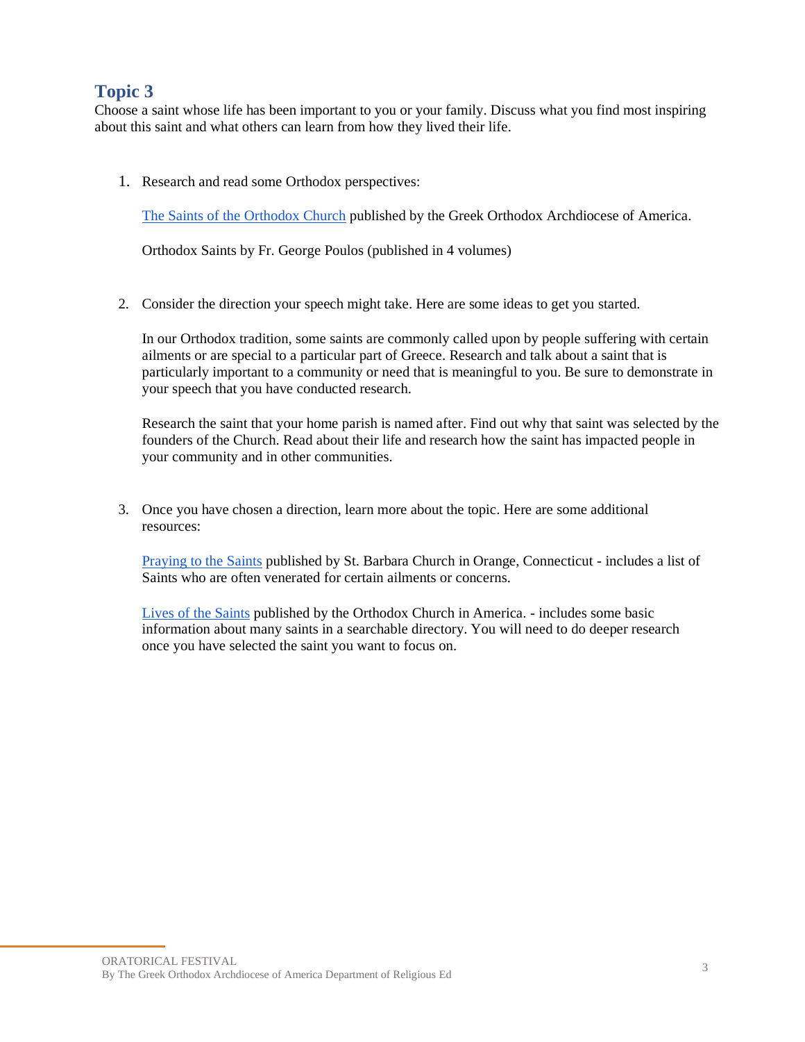## Topic 3

Choose a saint whose life has been important to you or your family. Discuss what you find most inspiring about this saint and what others can learn from how they lived their life.

1. Research and read some Orthodox perspectives:

   The Saints of the Orthodox Church published by the Greek Orthodox Archdiocese of America.

   Orthodox Saints by Fr. George Poulos (published in 4 volumes)

2. Consider the direction your speech might take. Here are some ideas to get you started.

   In our Orthodox tradition, some saints are commonly called upon by people suffering with certain ailments or are special to a particular part of Greece. Research and talk about a saint that is particularly important to a community or need that is meaningful to you. Be sure to demonstrate in your speech that you have conducted research.

   Research the saint that your home parish is named after. Find out why that saint was selected by the founders of the Church. Read about their life and research how the saint has impacted people in your community and in other communities.

3. Once you have chosen a direction, learn more about the topic. Here are some additional resources:

   Praying to the Saints published by St. Barbara Church in Orange, Connecticut - includes a list of Saints who are often venerated for certain ailments or concerns.

   Lives of the Saints published by the Orthodox Church in America. - includes some basic information about many saints in a searchable directory. You will need to do deeper research once you have selected the saint you want to focus on.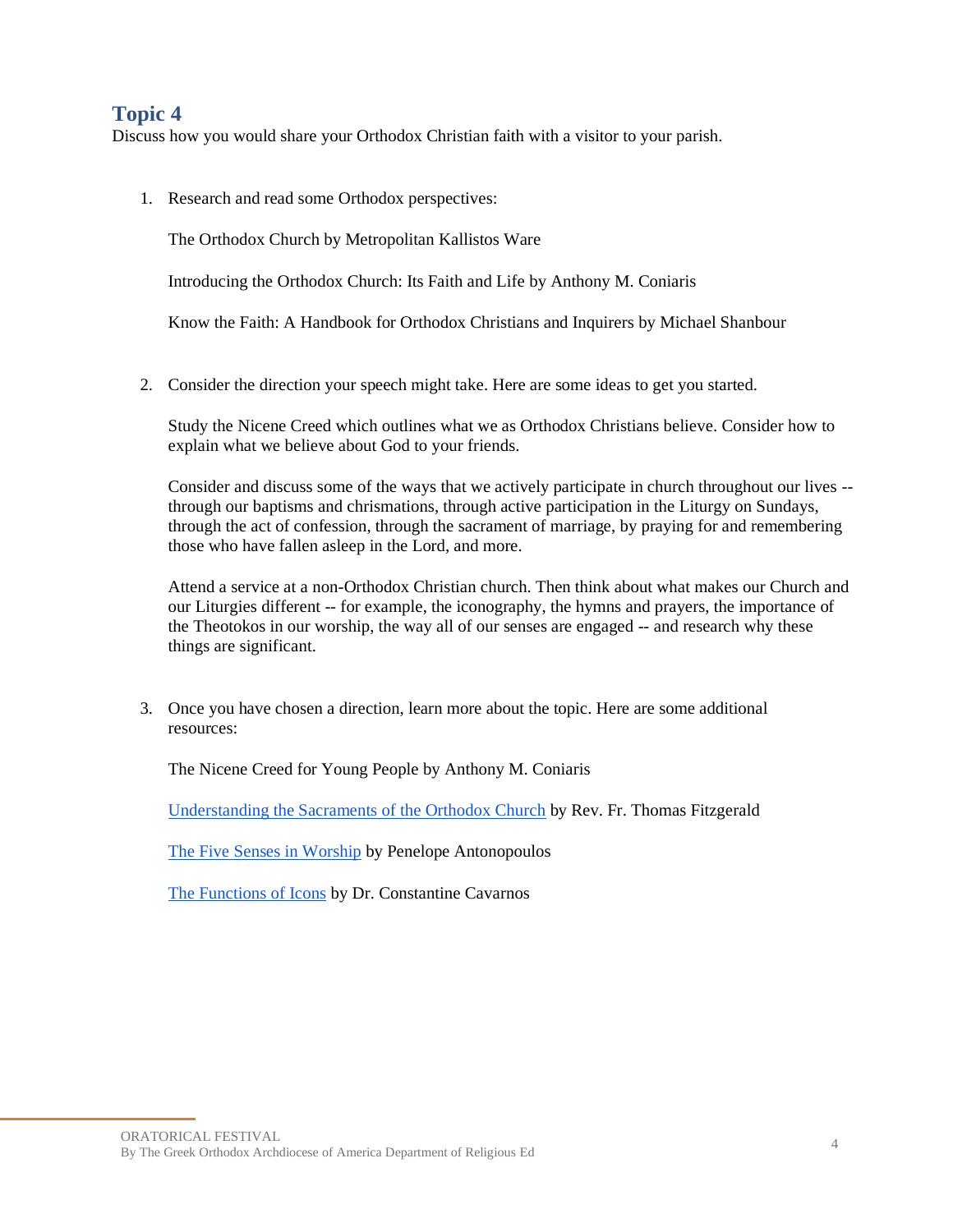## Topic 4

Discuss how you would share your Orthodox Christian faith with a visitor to your parish.

1. Research and read some Orthodox perspectives:

   The Orthodox Church by Metropolitan Kallistos Ware

   Introducing the Orthodox Church: Its Faith and Life by Anthony M. Coniaris

   Know the Faith: A Handbook for Orthodox Christians and Inquirers by Michael Shanbour

2. Consider the direction your speech might take. Here are some ideas to get you started.

   Study the Nicene Creed which outlines what we as Orthodox Christians believe. Consider how to explain what we believe about God to your friends.

   Consider and discuss some of the ways that we actively participate in church throughout our lives -- through our baptisms and chrismations, through active participation in the Liturgy on Sundays, through the act of confession, through the sacrament of marriage, by praying for and remembering those who have fallen asleep in the Lord, and more.

   Attend a service at a non-Orthodox Christian church. Then think about what makes our Church and our Liturgies different -- for example, the iconography, the hymns and prayers, the importance of the Theotokos in our worship, the way all of our senses are engaged -- and research why these things are significant.

3. Once you have chosen a direction, learn more about the topic. Here are some additional resources:

   The Nicene Creed for Young People by Anthony M. Coniaris

   Understanding the Sacraments of the Orthodox Church by Rev. Fr. Thomas Fitzgerald

   The Five Senses in Worship by Penelope Antonopoulos

   The Functions of Icons by Dr. Constantine Cavarnos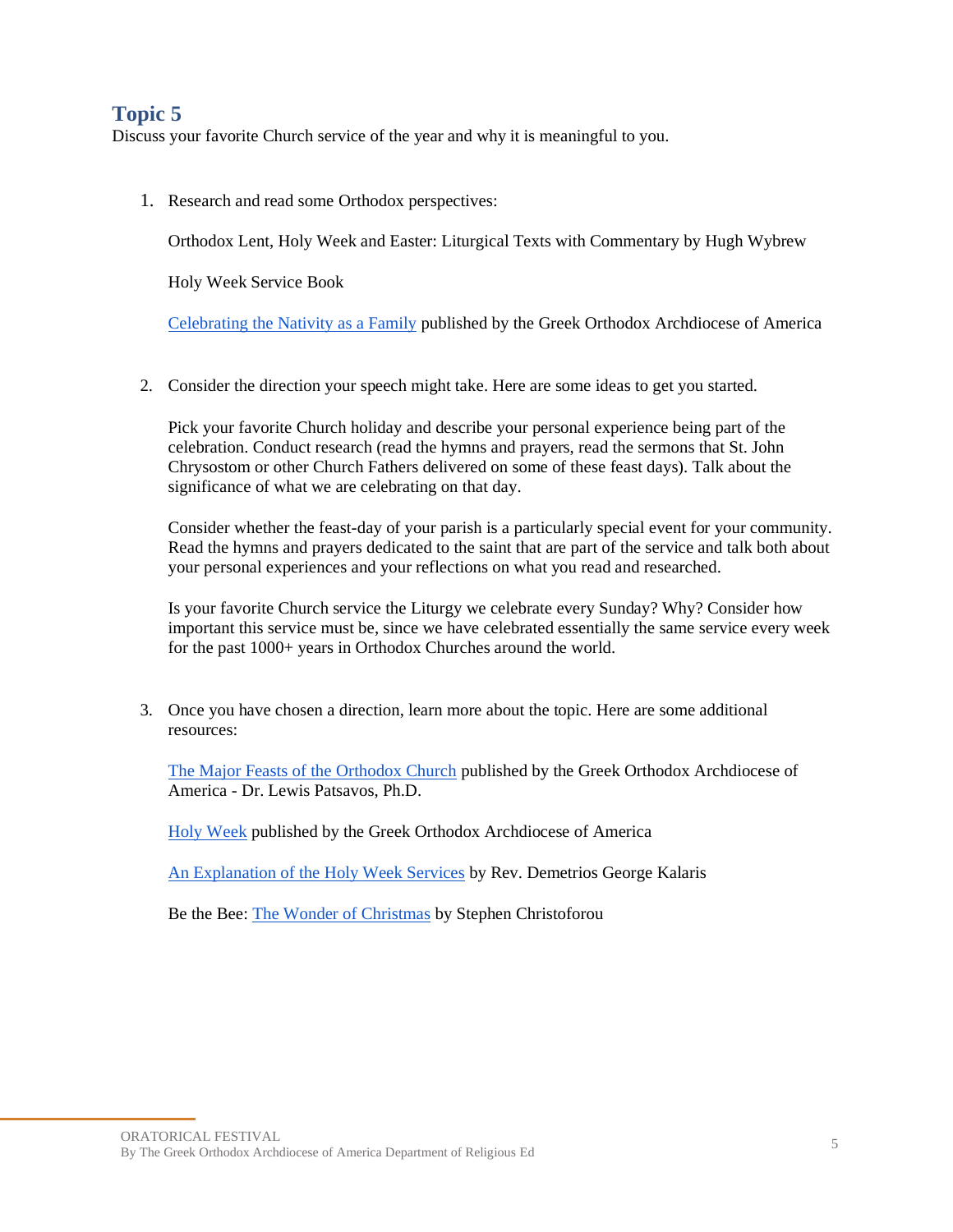## Topic 5

Discuss your favorite Church service of the year and why it is meaningful to you.

1. Research and read some Orthodox perspectives:

   Orthodox Lent, Holy Week and Easter: Liturgical Texts with Commentary by Hugh Wybrew

   Holy Week Service Book

   Celebrating the Nativity as a Family published by the Greek Orthodox Archdiocese of America

2. Consider the direction your speech might take. Here are some ideas to get you started.

   Pick your favorite Church holiday and describe your personal experience being part of the celebration. Conduct research (read the hymns and prayers, read the sermons that St. John Chrysostom or other Church Fathers delivered on some of these feast days). Talk about the significance of what we are celebrating on that day.

   Consider whether the feast-day of your parish is a particularly special event for your community. Read the hymns and prayers dedicated to the saint that are part of the service and talk both about your personal experiences and your reflections on what you read and researched.

   Is your favorite Church service the Liturgy we celebrate every Sunday? Why? Consider how important this service must be, since we have celebrated essentially the same service every week for the past 1000+ years in Orthodox Churches around the world.

3. Once you have chosen a direction, learn more about the topic. Here are some additional resources:

   The Major Feasts of the Orthodox Church published by the Greek Orthodox Archdiocese of America - Dr. Lewis Patsavos, Ph.D.

   Holy Week published by the Greek Orthodox Archdiocese of America

   An Explanation of the Holy Week Services by Rev. Demetrios George Kalaris

   Be the Bee: The Wonder of Christmas by Stephen Christoforou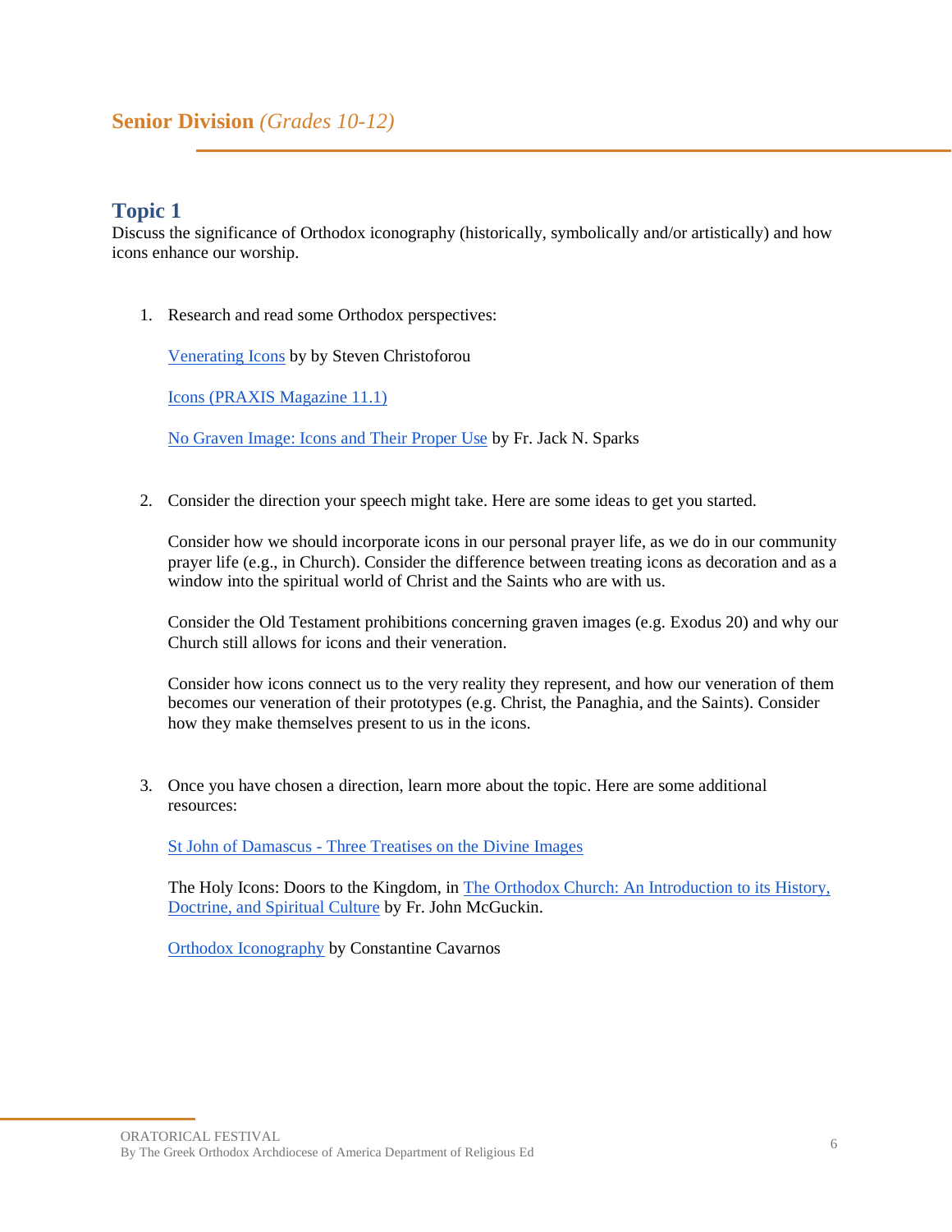## **Senior Division** *(Grades 10-12)*

### Topic 1

Discuss the significance of Orthodox iconography (historically, symbolically and/or artistically) and how icons enhance our worship.

1. Research and read some Orthodox perspectives:

   Venerating Icons by by Steven Christoforou

   Icons (PRAXIS Magazine 11.1)

   No Graven Image: Icons and Their Proper Use by Fr. Jack N. Sparks

2. Consider the direction your speech might take. Here are some ideas to get you started.

   Consider how we should incorporate icons in our personal prayer life, as we do in our community prayer life (e.g., in Church). Consider the difference between treating icons as decoration and as a window into the spiritual world of Christ and the Saints who are with us.

   Consider the Old Testament prohibitions concerning graven images (e.g. Exodus 20) and why our Church still allows for icons and their veneration.

   Consider how icons connect us to the very reality they represent, and how our veneration of them becomes our veneration of their prototypes (e.g. Christ, the Panaghia, and the Saints). Consider how they make themselves present to us in the icons.

3. Once you have chosen a direction, learn more about the topic. Here are some additional resources:

   St John of Damascus - Three Treatises on the Divine Images

   The Holy Icons: Doors to the Kingdom, in The Orthodox Church: An Introduction to its History, Doctrine, and Spiritual Culture by Fr. John McGuckin.

   Orthodox Iconography by Constantine Cavarnos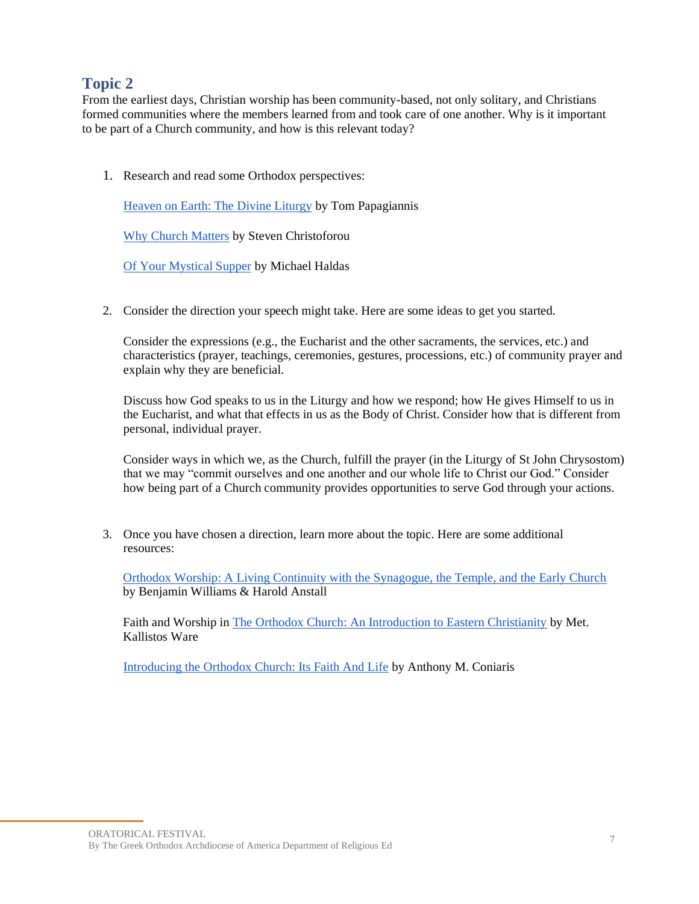## Topic 2

From the earliest days, Christian worship has been community-based, not only solitary, and Christians formed communities where the members learned from and took care of one another. Why is it important to be part of a Church community, and how is this relevant today?

1. Research and read some Orthodox perspectives:

   Heaven on Earth: The Divine Liturgy by Tom Papagiannis

   Why Church Matters by Steven Christoforou

   Of Your Mystical Supper by Michael Haldas

2. Consider the direction your speech might take. Here are some ideas to get you started.

   Consider the expressions (e.g., the Eucharist and the other sacraments, the services, etc.) and characteristics (prayer, teachings, ceremonies, gestures, processions, etc.) of community prayer and explain why they are beneficial.

   Discuss how God speaks to us in the Liturgy and how we respond; how He gives Himself to us in the Eucharist, and what that effects in us as the Body of Christ. Consider how that is different from personal, individual prayer.

   Consider ways in which we, as the Church, fulfill the prayer (in the Liturgy of St John Chrysostom) that we may "commit ourselves and one another and our whole life to Christ our God." Consider how being part of a Church community provides opportunities to serve God through your actions.

3. Once you have chosen a direction, learn more about the topic. Here are some additional resources:

   Orthodox Worship: A Living Continuity with the Synagogue, the Temple, and the Early Church by Benjamin Williams & Harold Anstall

   Faith and Worship in The Orthodox Church: An Introduction to Eastern Christianity by Met. Kallistos Ware

   Introducing the Orthodox Church: Its Faith And Life by Anthony M. Coniaris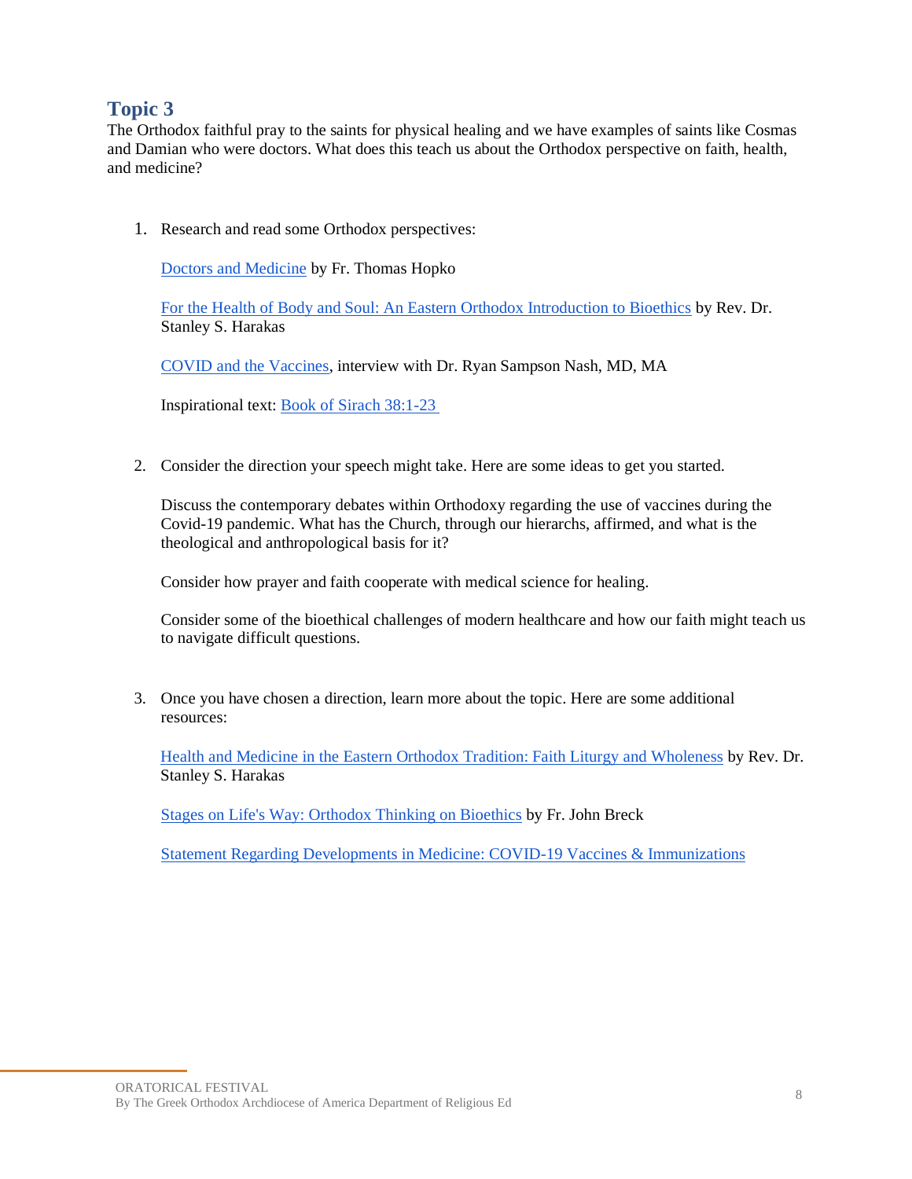## Topic 3

The Orthodox faithful pray to the saints for physical healing and we have examples of saints like Cosmas and Damian who were doctors. What does this teach us about the Orthodox perspective on faith, health, and medicine?

1. Research and read some Orthodox perspectives:

   Doctors and Medicine by Fr. Thomas Hopko

   For the Health of Body and Soul: An Eastern Orthodox Introduction to Bioethics by Rev. Dr. Stanley S. Harakas

   COVID and the Vaccines, interview with Dr. Ryan Sampson Nash, MD, MA

   Inspirational text: Book of Sirach 38:1-23

2. Consider the direction your speech might take. Here are some ideas to get you started.

   Discuss the contemporary debates within Orthodoxy regarding the use of vaccines during the Covid-19 pandemic. What has the Church, through our hierarchs, affirmed, and what is the theological and anthropological basis for it?

   Consider how prayer and faith cooperate with medical science for healing.

   Consider some of the bioethical challenges of modern healthcare and how our faith might teach us to navigate difficult questions.

3. Once you have chosen a direction, learn more about the topic. Here are some additional resources:

   Health and Medicine in the Eastern Orthodox Tradition: Faith Liturgy and Wholeness by Rev. Dr. Stanley S. Harakas

   Stages on Life's Way: Orthodox Thinking on Bioethics by Fr. John Breck

   Statement Regarding Developments in Medicine: COVID-19 Vaccines & Immunizations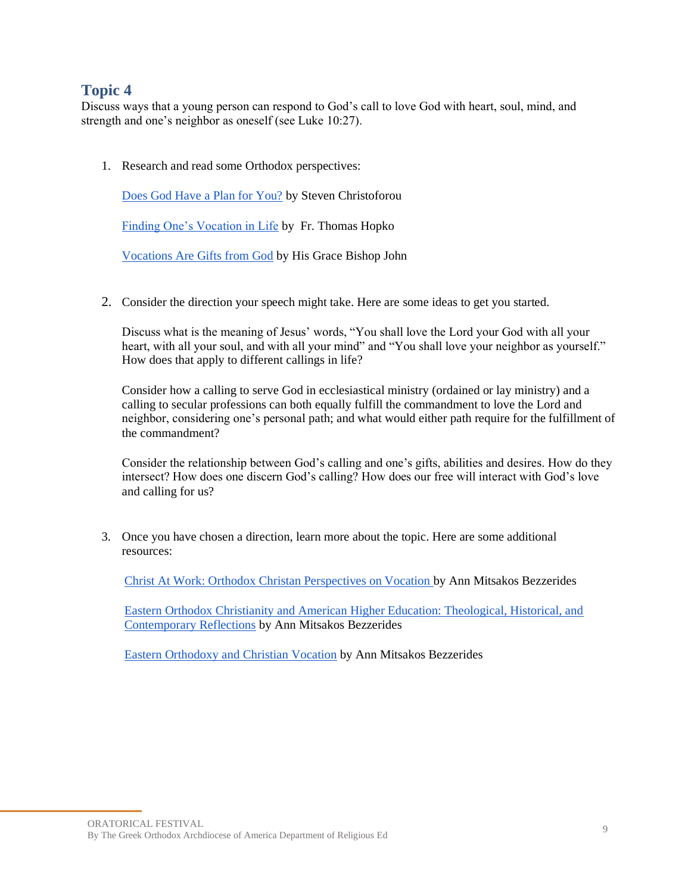## Topic 4

Discuss ways that a young person can respond to God's call to love God with heart, soul, mind, and strength and one's neighbor as oneself (see Luke 10:27).

1. Research and read some Orthodox perspectives:

   Does God Have a Plan for You? by Steven Christoforou

   Finding One's Vocation in Life by Fr. Thomas Hopko

   Vocations Are Gifts from God by His Grace Bishop John

2. Consider the direction your speech might take. Here are some ideas to get you started.

   Discuss what is the meaning of Jesus' words, "You shall love the Lord your God with all your heart, with all your soul, and with all your mind" and "You shall love your neighbor as yourself." How does that apply to different callings in life?

   Consider how a calling to serve God in ecclesiastical ministry (ordained or lay ministry) and a calling to secular professions can both equally fulfill the commandment to love the Lord and neighbor, considering one's personal path; and what would either path require for the fulfillment of the commandment?

   Consider the relationship between God's calling and one's gifts, abilities and desires. How do they intersect? How does one discern God's calling? How does our free will interact with God's love and calling for us?

3. Once you have chosen a direction, learn more about the topic. Here are some additional resources:

   Christ At Work: Orthodox Christan Perspectives on Vocation by Ann Mitsakos Bezzerides

   Eastern Orthodox Christianity and American Higher Education: Theological, Historical, and Contemporary Reflections by Ann Mitsakos Bezzerides

   Eastern Orthodoxy and Christian Vocation by Ann Mitsakos Bezzerides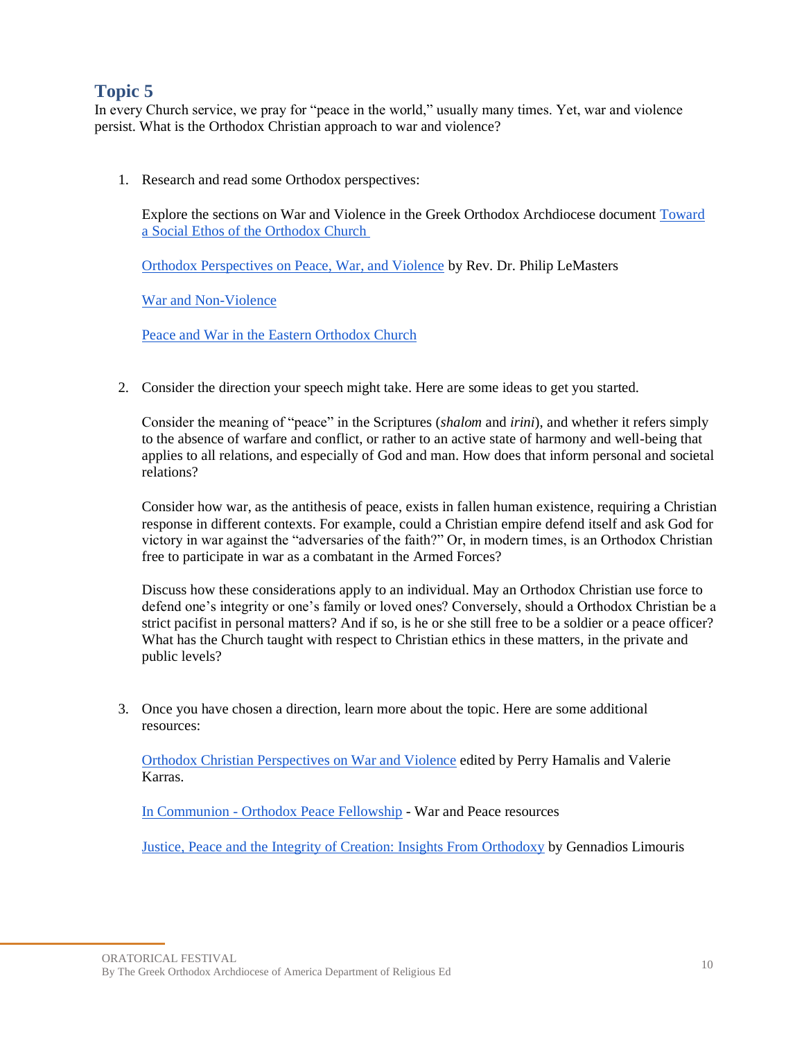## Topic 5

In every Church service, we pray for "peace in the world," usually many times. Yet, war and violence persist. What is the Orthodox Christian approach to war and violence?

1. Research and read some Orthodox perspectives:

   Explore the sections on War and Violence in the Greek Orthodox Archdiocese document [Toward a Social Ethos of the Orthodox Church]()

   [Orthodox Perspectives on Peace, War, and Violence]() by Rev. Dr. Philip LeMasters

   [War and Non-Violence]()

   [Peace and War in the Eastern Orthodox Church]()

2. Consider the direction your speech might take. Here are some ideas to get you started.

   Consider the meaning of "peace" in the Scriptures (*shalom* and *irini*), and whether it refers simply to the absence of warfare and conflict, or rather to an active state of harmony and well-being that applies to all relations, and especially of God and man. How does that inform personal and societal relations?

   Consider how war, as the antithesis of peace, exists in fallen human existence, requiring a Christian response in different contexts. For example, could a Christian empire defend itself and ask God for victory in war against the "adversaries of the faith?" Or, in modern times, is an Orthodox Christian free to participate in war as a combatant in the Armed Forces?

   Discuss how these considerations apply to an individual. May an Orthodox Christian use force to defend one's integrity or one's family or loved ones? Conversely, should a Orthodox Christian be a strict pacifist in personal matters? And if so, is he or she still free to be a soldier or a peace officer? What has the Church taught with respect to Christian ethics in these matters, in the private and public levels?

3. Once you have chosen a direction, learn more about the topic. Here are some additional resources:

   [Orthodox Christian Perspectives on War and Violence]() edited by Perry Hamalis and Valerie Karras.

   [In Communion - Orthodox Peace Fellowship]() - War and Peace resources

   [Justice, Peace and the Integrity of Creation: Insights From Orthodoxy]() by Gennadios Limouris